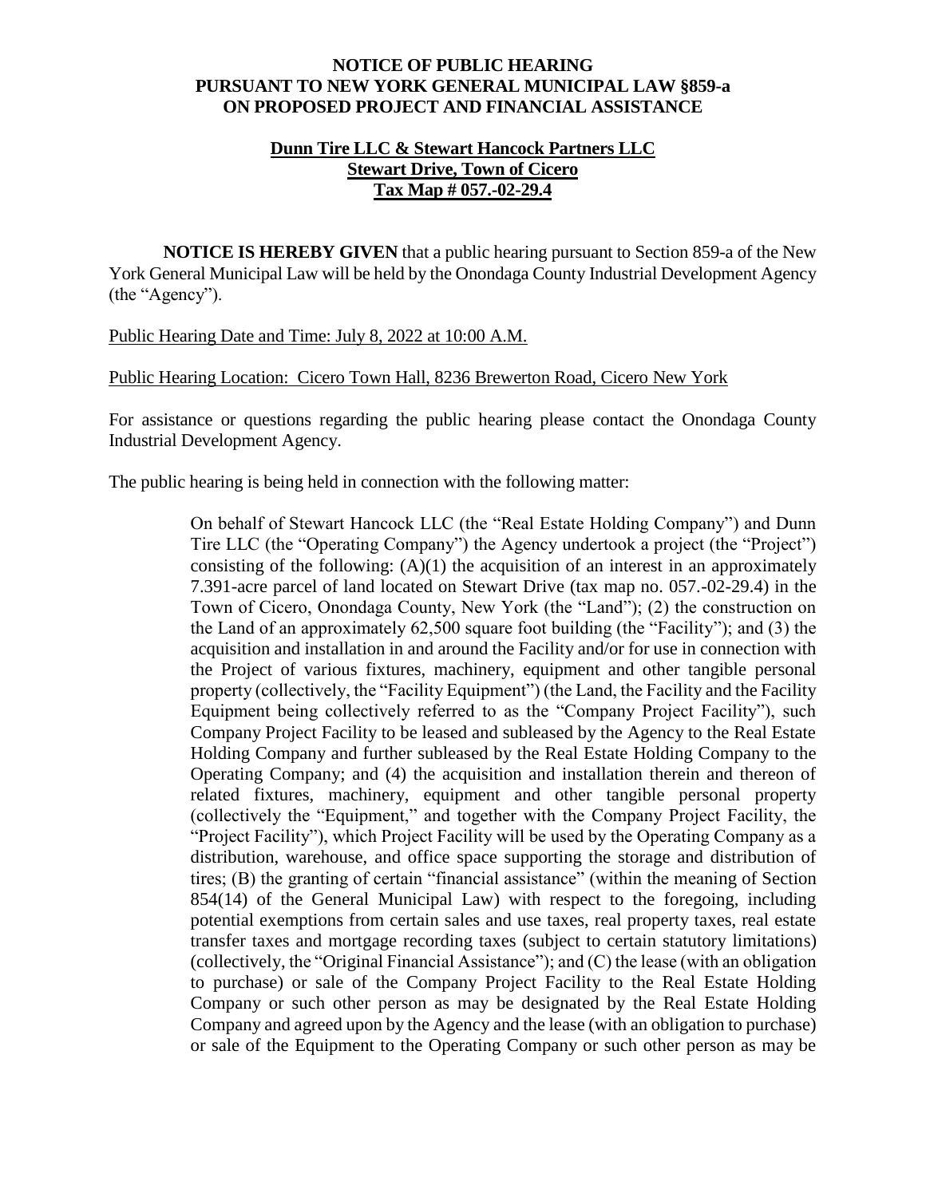**NOTICE OF PUBLIC HEARING**
**PURSUANT TO NEW YORK GENERAL MUNICIPAL LAW §859-a**
**ON PROPOSED PROJECT AND FINANCIAL ASSISTANCE**

**Dunn Tire LLC & Stewart Hancock Partners LLC**
**Stewart Drive, Town of Cicero**
**Tax Map # 057.-02-29.4**

**NOTICE IS HEREBY GIVEN** that a public hearing pursuant to Section 859-a of the New York General Municipal Law will be held by the Onondaga County Industrial Development Agency (the "Agency").

Public Hearing Date and Time: July 8, 2022 at 10:00 A.M.

Public Hearing Location: Cicero Town Hall, 8236 Brewerton Road, Cicero New York

For assistance or questions regarding the public hearing please contact the Onondaga County Industrial Development Agency.

The public hearing is being held in connection with the following matter:

> On behalf of Stewart Hancock LLC (the "Real Estate Holding Company") and Dunn Tire LLC (the "Operating Company") the Agency undertook a project (the "Project") consisting of the following: (A)(1) the acquisition of an interest in an approximately 7.391-acre parcel of land located on Stewart Drive (tax map no. 057.-02-29.4) in the Town of Cicero, Onondaga County, New York (the "Land"); (2) the construction on the Land of an approximately 62,500 square foot building (the "Facility"); and (3) the acquisition and installation in and around the Facility and/or for use in connection with the Project of various fixtures, machinery, equipment and other tangible personal property (collectively, the "Facility Equipment") (the Land, the Facility and the Facility Equipment being collectively referred to as the "Company Project Facility"), such Company Project Facility to be leased and subleased by the Agency to the Real Estate Holding Company and further subleased by the Real Estate Holding Company to the Operating Company; and (4) the acquisition and installation therein and thereon of related fixtures, machinery, equipment and other tangible personal property (collectively the "Equipment," and together with the Company Project Facility, the "Project Facility"), which Project Facility will be used by the Operating Company as a distribution, warehouse, and office space supporting the storage and distribution of tires; (B) the granting of certain "financial assistance" (within the meaning of Section 854(14) of the General Municipal Law) with respect to the foregoing, including potential exemptions from certain sales and use taxes, real property taxes, real estate transfer taxes and mortgage recording taxes (subject to certain statutory limitations) (collectively, the "Original Financial Assistance"); and (C) the lease (with an obligation to purchase) or sale of the Company Project Facility to the Real Estate Holding Company or such other person as may be designated by the Real Estate Holding Company and agreed upon by the Agency and the lease (with an obligation to purchase) or sale of the Equipment to the Operating Company or such other person as may be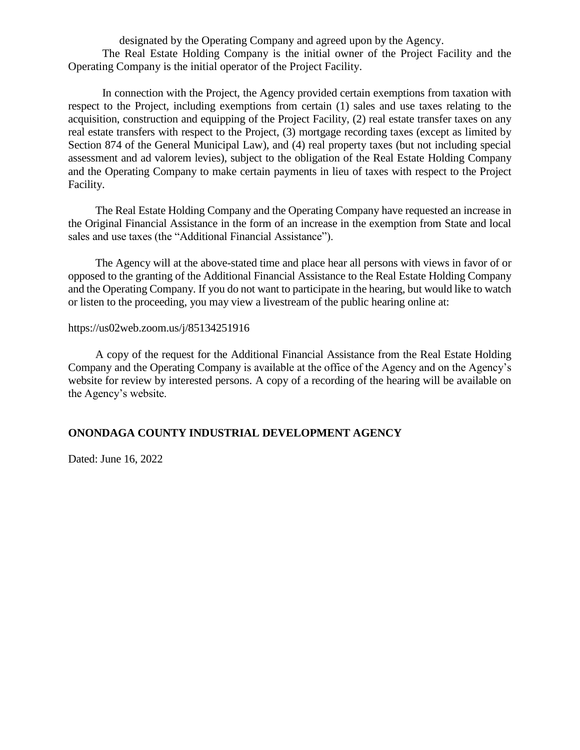designated by the Operating Company and agreed upon by the Agency.

The Real Estate Holding Company is the initial owner of the Project Facility and the Operating Company is the initial operator of the Project Facility.

In connection with the Project, the Agency provided certain exemptions from taxation with respect to the Project, including exemptions from certain (1) sales and use taxes relating to the acquisition, construction and equipping of the Project Facility, (2) real estate transfer taxes on any real estate transfers with respect to the Project, (3) mortgage recording taxes (except as limited by Section 874 of the General Municipal Law), and (4) real property taxes (but not including special assessment and ad valorem levies), subject to the obligation of the Real Estate Holding Company and the Operating Company to make certain payments in lieu of taxes with respect to the Project Facility.

The Real Estate Holding Company and the Operating Company have requested an increase in the Original Financial Assistance in the form of an increase in the exemption from State and local sales and use taxes (the "Additional Financial Assistance").

The Agency will at the above-stated time and place hear all persons with views in favor of or opposed to the granting of the Additional Financial Assistance to the Real Estate Holding Company and the Operating Company. If you do not want to participate in the hearing, but would like to watch or listen to the proceeding, you may view a livestream of the public hearing online at:

https://us02web.zoom.us/j/85134251916

A copy of the request for the Additional Financial Assistance from the Real Estate Holding Company and the Operating Company is available at the office of the Agency and on the Agency's website for review by interested persons. A copy of a recording of the hearing will be available on the Agency's website.

**ONONDAGA COUNTY INDUSTRIAL DEVELOPMENT AGENCY**

Dated: June 16, 2022